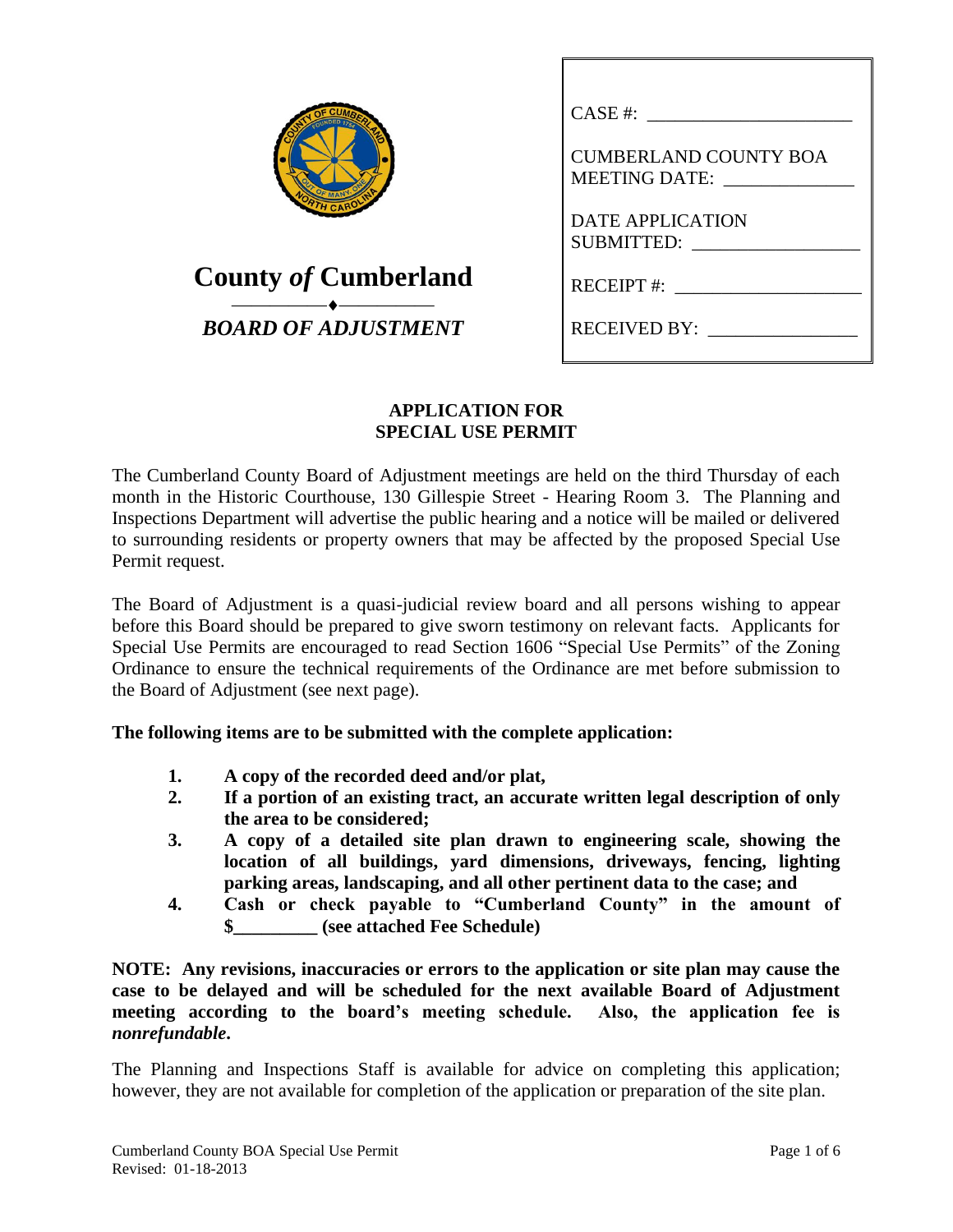**County *of* Cumberland**

***BOARD OF ADJUSTMENT***

CASE #: ______________________

CUMBERLAND COUNTY BOA MEETING DATE: ______________

DATE APPLICATION SUBMITTED: __________________

RECEIPT #: ____________________

RECEIVED BY: ________________

## APPLICATION FOR SPECIAL USE PERMIT

The Cumberland County Board of Adjustment meetings are held on the third Thursday of each month in the Historic Courthouse, 130 Gillespie Street - Hearing Room 3. The Planning and Inspections Department will advertise the public hearing and a notice will be mailed or delivered to surrounding residents or property owners that may be affected by the proposed Special Use Permit request.

The Board of Adjustment is a quasi-judicial review board and all persons wishing to appear before this Board should be prepared to give sworn testimony on relevant facts. Applicants for Special Use Permits are encouraged to read Section 1606 "Special Use Permits" of the Zoning Ordinance to ensure the technical requirements of the Ordinance are met before submission to the Board of Adjustment (see next page).

**The following items are to be submitted with the complete application:**

1. **A copy of the recorded deed and/or plat,**
2. **If a portion of an existing tract, an accurate written legal description of only the area to be considered;**
3. **A copy of a detailed site plan drawn to engineering scale, showing the location of all buildings, yard dimensions, driveways, fencing, lighting parking areas, landscaping, and all other pertinent data to the case; and**
4. **Cash or check payable to "Cumberland County" in the amount of $_________ (see attached Fee Schedule)**

**NOTE: Any revisions, inaccuracies or errors to the application or site plan may cause the case to be delayed and will be scheduled for the next available Board of Adjustment meeting according to the board's meeting schedule. Also, the application fee is *nonrefundable*.**

The Planning and Inspections Staff is available for advice on completing this application; however, they are not available for completion of the application or preparation of the site plan.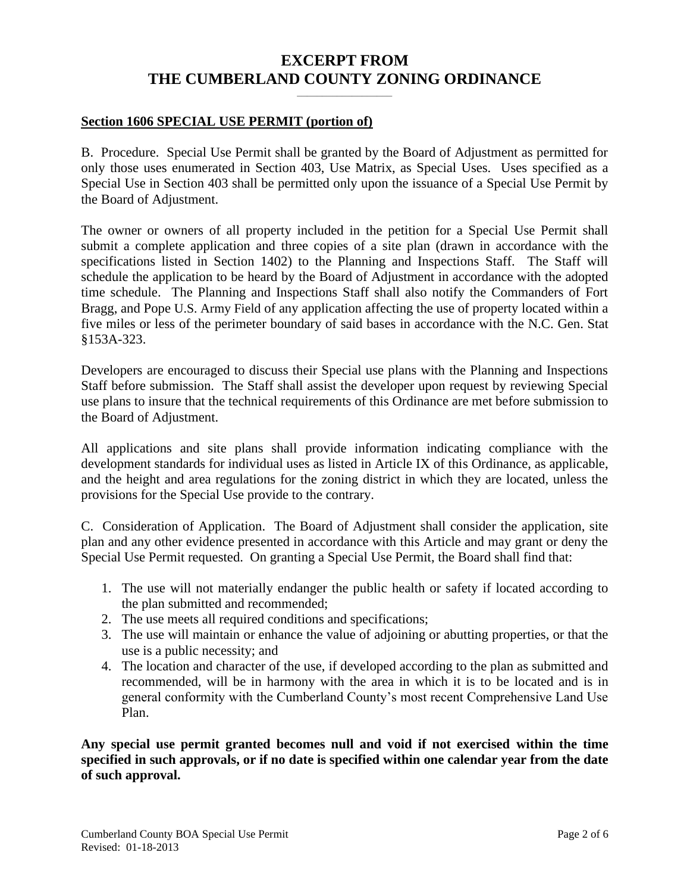# EXCERPT FROM THE CUMBERLAND COUNTY ZONING ORDINANCE

**Section 1606 SPECIAL USE PERMIT (portion of)**

B. Procedure. Special Use Permit shall be granted by the Board of Adjustment as permitted for only those uses enumerated in Section 403, Use Matrix, as Special Uses. Uses specified as a Special Use in Section 403 shall be permitted only upon the issuance of a Special Use Permit by the Board of Adjustment.

The owner or owners of all property included in the petition for a Special Use Permit shall submit a complete application and three copies of a site plan (drawn in accordance with the specifications listed in Section 1402) to the Planning and Inspections Staff. The Staff will schedule the application to be heard by the Board of Adjustment in accordance with the adopted time schedule. The Planning and Inspections Staff shall also notify the Commanders of Fort Bragg, and Pope U.S. Army Field of any application affecting the use of property located within a five miles or less of the perimeter boundary of said bases in accordance with the N.C. Gen. Stat §153A-323.

Developers are encouraged to discuss their Special use plans with the Planning and Inspections Staff before submission. The Staff shall assist the developer upon request by reviewing Special use plans to insure that the technical requirements of this Ordinance are met before submission to the Board of Adjustment.

All applications and site plans shall provide information indicating compliance with the development standards for individual uses as listed in Article IX of this Ordinance, as applicable, and the height and area regulations for the zoning district in which they are located, unless the provisions for the Special Use provide to the contrary.

C. Consideration of Application. The Board of Adjustment shall consider the application, site plan and any other evidence presented in accordance with this Article and may grant or deny the Special Use Permit requested. On granting a Special Use Permit, the Board shall find that:

1. The use will not materially endanger the public health or safety if located according to the plan submitted and recommended;
2. The use meets all required conditions and specifications;
3. The use will maintain or enhance the value of adjoining or abutting properties, or that the use is a public necessity; and
4. The location and character of the use, if developed according to the plan as submitted and recommended, will be in harmony with the area in which it is to be located and is in general conformity with the Cumberland County's most recent Comprehensive Land Use Plan.

**Any special use permit granted becomes null and void if not exercised within the time specified in such approvals, or if no date is specified within one calendar year from the date of such approval.**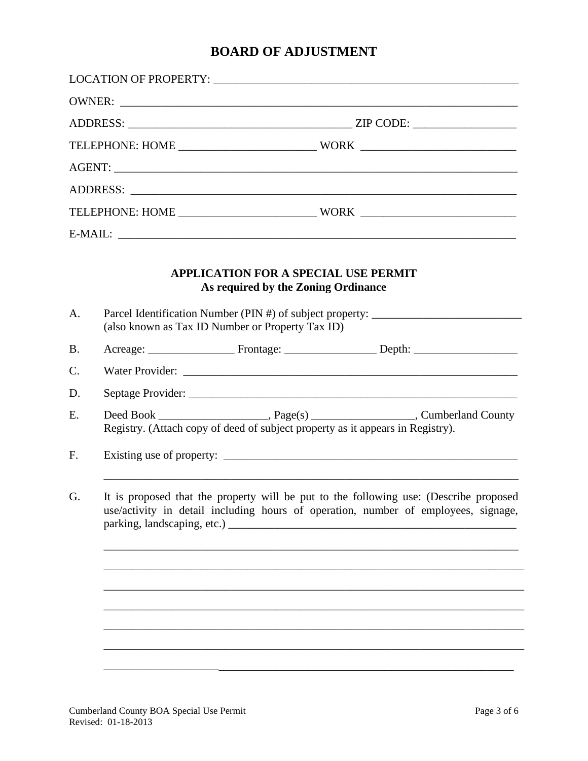# BOARD OF ADJUSTMENT

LOCATION OF PROPERTY: ______________________________________________________

OWNER: ________________________________________________________________

ADDRESS: ____________________________________ ZIP CODE: _________________

TELEPHONE: HOME ______________________ WORK _________________________

AGENT: ________________________________________________________________

ADDRESS: ______________________________________________________________

TELEPHONE: HOME ______________________ WORK _________________________

E-MAIL: ________________________________________________________________

## APPLICATION FOR A SPECIAL USE PERMIT
### As required by the Zoning Ordinance

A. Parcel Identification Number (PIN #) of subject property: _________________________
(also known as Tax ID Number or Property Tax ID)

B. Acreage: ______________ Frontage: _______________ Depth: _________________

C. Water Provider: ____________________________________________________________

D. Septage Provider: ___________________________________________________________

E. Deed Book __________________, Page(s) _________________, Cumberland County Registry. (Attach copy of deed of subject property as it appears in Registry).

F. Existing use of property: _____________________________________________________

______________________________________________________________________________

G. It is proposed that the property will be put to the following use: (Describe proposed use/activity in detail including hours of operation, number of employees, signage, parking, landscaping, etc.) ____________________________________________________

______________________________________________________________________________

______________________________________________________________________________

______________________________________________________________________________

______________________________________________________________________________

______________________________________________________________________________

______________________________________________________________________________

______________________________________________________________________________

Cumberland County BOA Special Use Permit
Revised: 01-18-2013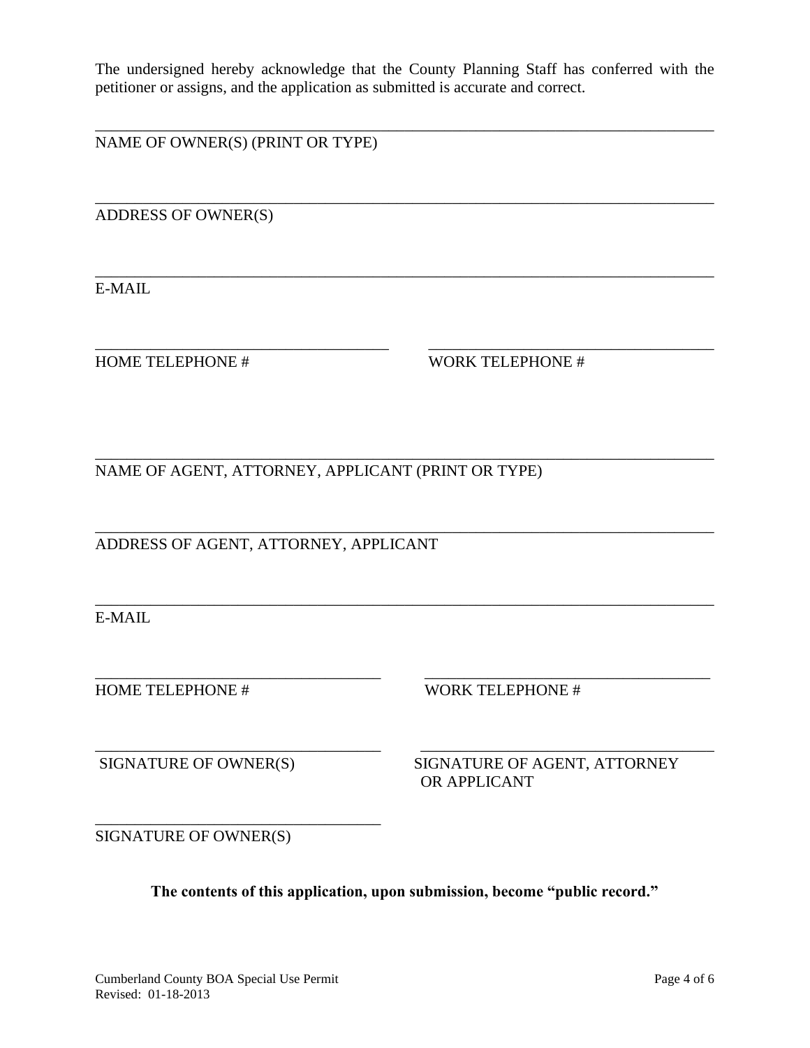The undersigned hereby acknowledge that the County Planning Staff has conferred with the petitioner or assigns, and the application as submitted is accurate and correct.

\_\_\_\_\_\_\_\_\_\_\_\_\_\_\_\_\_\_\_\_\_\_\_\_\_\_\_\_\_\_\_\_\_\_\_\_\_\_\_\_\_\_\_\_\_\_\_\_\_\_\_\_\_\_\_\_\_\_\_\_\_\_\_\_\_\_\_\_\_\_

NAME OF OWNER(S) (PRINT OR TYPE)

\_\_\_\_\_\_\_\_\_\_\_\_\_\_\_\_\_\_\_\_\_\_\_\_\_\_\_\_\_\_\_\_\_\_\_\_\_\_\_\_\_\_\_\_\_\_\_\_\_\_\_\_\_\_\_\_\_\_\_\_\_\_\_\_\_\_\_\_\_\_

ADDRESS OF OWNER(S)

\_\_\_\_\_\_\_\_\_\_\_\_\_\_\_\_\_\_\_\_\_\_\_\_\_\_\_\_\_\_\_\_\_\_\_\_\_\_\_\_\_\_\_\_\_\_\_\_\_\_\_\_\_\_\_\_\_\_\_\_\_\_\_\_\_\_\_\_\_\_

E-MAIL

\_\_\_\_\_\_\_\_\_\_\_\_\_\_\_\_\_\_\_\_\_\_\_\_\_\_\_\_\_\_\_\_\_\_ \_\_\_\_\_\_\_\_\_\_\_\_\_\_\_\_\_\_\_\_\_\_\_\_\_\_\_\_\_\_\_\_\_\_

HOME TELEPHONE # WORK TELEPHONE #

\_\_\_\_\_\_\_\_\_\_\_\_\_\_\_\_\_\_\_\_\_\_\_\_\_\_\_\_\_\_\_\_\_\_\_\_\_\_\_\_\_\_\_\_\_\_\_\_\_\_\_\_\_\_\_\_\_\_\_\_\_\_\_\_\_\_\_\_\_\_

NAME OF AGENT, ATTORNEY, APPLICANT (PRINT OR TYPE)

\_\_\_\_\_\_\_\_\_\_\_\_\_\_\_\_\_\_\_\_\_\_\_\_\_\_\_\_\_\_\_\_\_\_\_\_\_\_\_\_\_\_\_\_\_\_\_\_\_\_\_\_\_\_\_\_\_\_\_\_\_\_\_\_\_\_\_\_\_\_

ADDRESS OF AGENT, ATTORNEY, APPLICANT

\_\_\_\_\_\_\_\_\_\_\_\_\_\_\_\_\_\_\_\_\_\_\_\_\_\_\_\_\_\_\_\_\_\_\_\_\_\_\_\_\_\_\_\_\_\_\_\_\_\_\_\_\_\_\_\_\_\_\_\_\_\_\_\_\_\_\_\_\_\_

E-MAIL

\_\_\_\_\_\_\_\_\_\_\_\_\_\_\_\_\_\_\_\_\_\_\_\_\_\_\_\_\_\_\_\_\_\_ \_\_\_\_\_\_\_\_\_\_\_\_\_\_\_\_\_\_\_\_\_\_\_\_\_\_\_\_\_\_\_\_\_\_

HOME TELEPHONE # WORK TELEPHONE #

\_\_\_\_\_\_\_\_\_\_\_\_\_\_\_\_\_\_\_\_\_\_\_\_\_\_\_\_\_\_\_\_\_\_ \_\_\_\_\_\_\_\_\_\_\_\_\_\_\_\_\_\_\_\_\_\_\_\_\_\_\_\_\_\_\_\_\_\_

SIGNATURE OF OWNER(S) SIGNATURE OF AGENT, ATTORNEY OR APPLICANT

\_\_\_\_\_\_\_\_\_\_\_\_\_\_\_\_\_\_\_\_\_\_\_\_\_\_\_\_\_\_\_\_\_\_

SIGNATURE OF OWNER(S)

**The contents of this application, upon submission, become "public record."**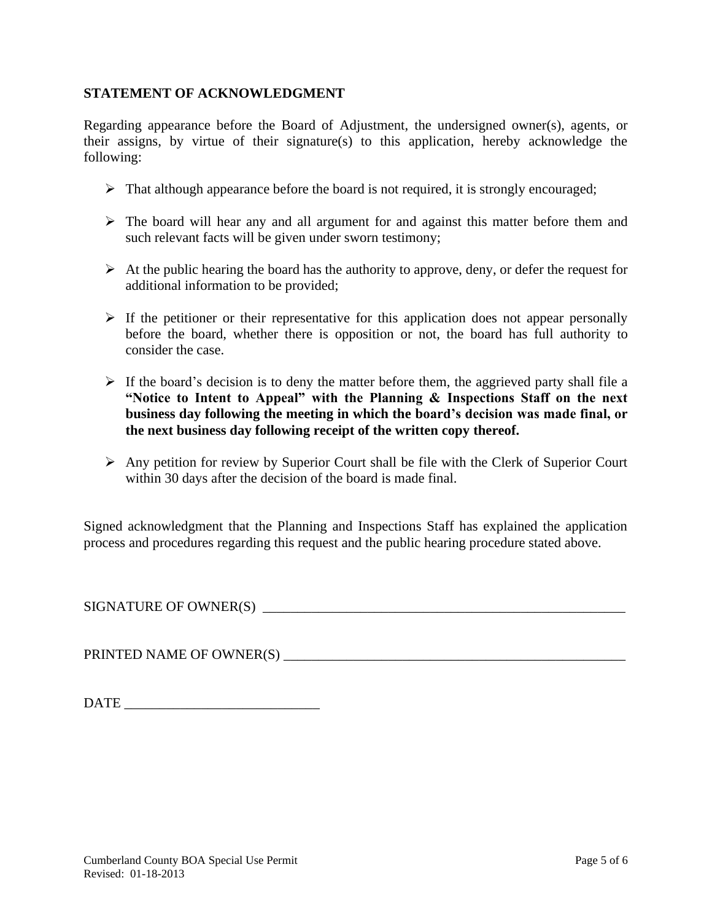**STATEMENT OF ACKNOWLEDGMENT**

Regarding appearance before the Board of Adjustment, the undersigned owner(s), agents, or their assigns, by virtue of their signature(s) to this application, hereby acknowledge the following:

- That although appearance before the board is not required, it is strongly encouraged;
- The board will hear any and all argument for and against this matter before them and such relevant facts will be given under sworn testimony;
- At the public hearing the board has the authority to approve, deny, or defer the request for additional information to be provided;
- If the petitioner or their representative for this application does not appear personally before the board, whether there is opposition or not, the board has full authority to consider the case.
- If the board's decision is to deny the matter before them, the aggrieved party shall file a **"Notice to Intent to Appeal" with the Planning & Inspections Staff on the next business day following the meeting in which the board's decision was made final, or the next business day following receipt of the written copy thereof.**
- Any petition for review by Superior Court shall be file with the Clerk of Superior Court within 30 days after the decision of the board is made final.

Signed acknowledgment that the Planning and Inspections Staff has explained the application process and procedures regarding this request and the public hearing procedure stated above.

SIGNATURE OF OWNER(S) ______________________________________________________

PRINTED NAME OF OWNER(S) __________________________________________________

DATE ___________________________

Cumberland County BOA Special Use Permit
Revised: 01-18-2013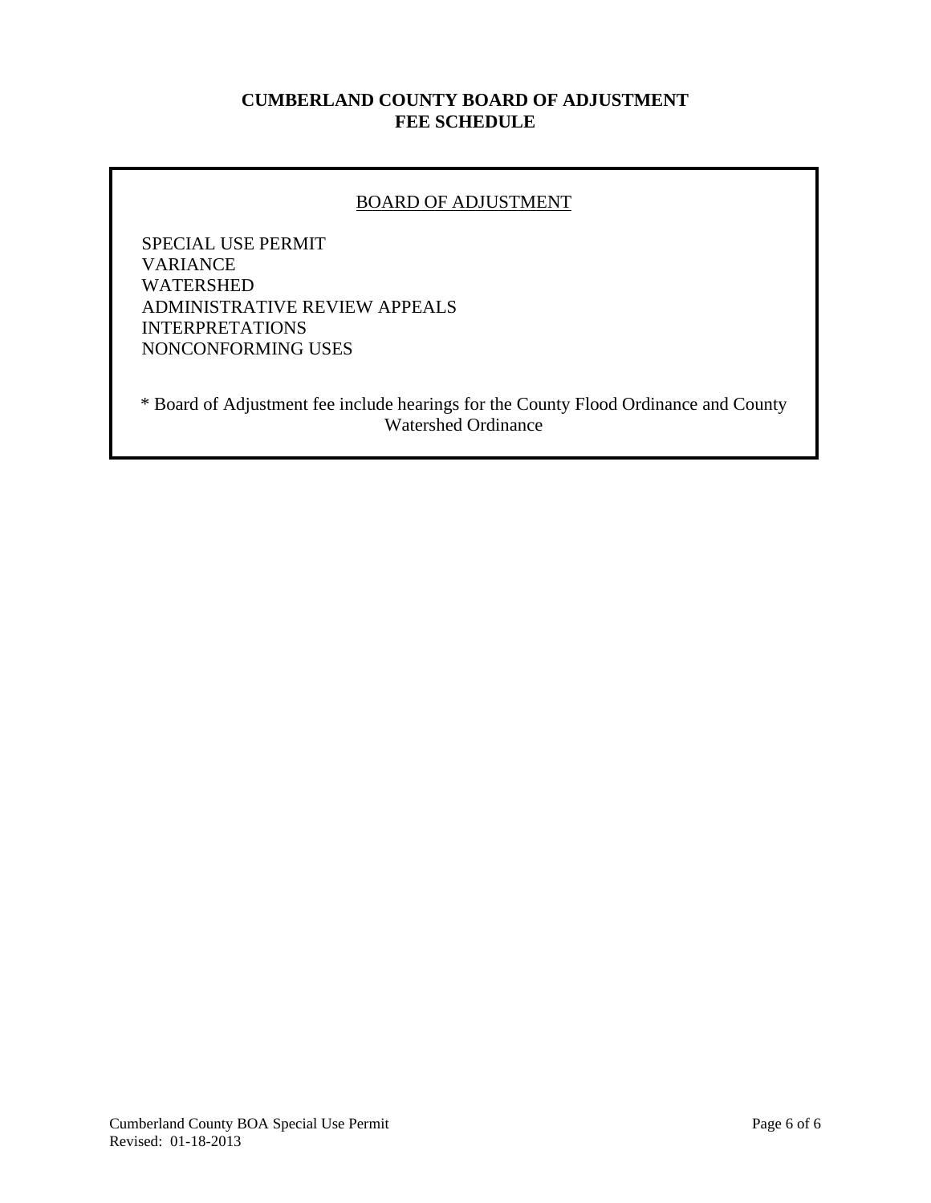# CUMBERLAND COUNTY BOARD OF ADJUSTMENT
# FEE SCHEDULE

BOARD OF ADJUSTMENT

SPECIAL USE PERMIT
VARIANCE
WATERSHED
ADMINISTRATIVE REVIEW APPEALS
INTERPRETATIONS
NONCONFORMING USES

* Board of Adjustment fee include hearings for the County Flood Ordinance and County Watershed Ordinance